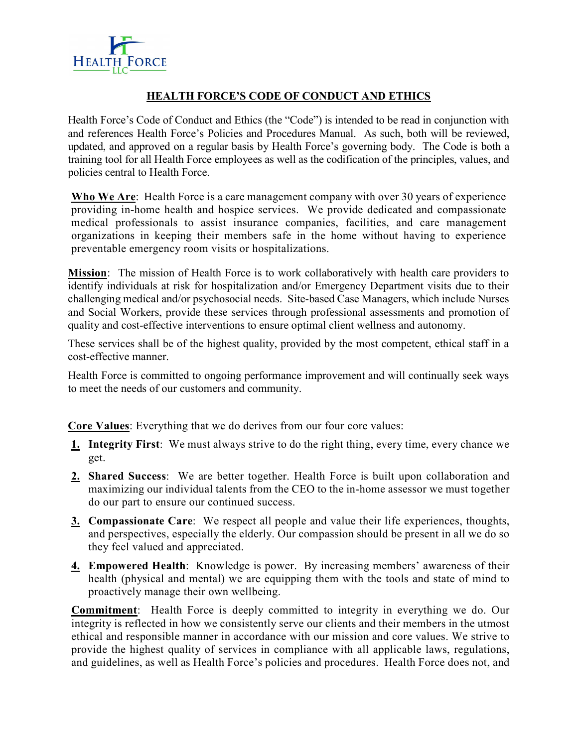# HEALTH FORCE'S CODE OF CONDUCT AND ETHICS

Health Force's Code of Conduct and Ethics (the "Code") is intended to be read in conjunction with and references Health Force's Policies and Procedures Manual. As such, both will be reviewed, updated, and approved on a regular basis by Health Force's governing body. The Code is both a training tool for all Health Force employees as well as the codification of the principles, values, and policies central to Health Force.

**Who We Are**: Health Force is a care management company with over 30 years of experience providing in-home health and hospice services. We provide dedicated and compassionate medical professionals to assist insurance companies, facilities, and care management organizations in keeping their members safe in the home without having to experience preventable emergency room visits or hospitalizations.

**Mission**: The mission of Health Force is to work collaboratively with health care providers to identify individuals at risk for hospitalization and/or Emergency Department visits due to their challenging medical and/or psychosocial needs. Site-based Case Managers, which include Nurses and Social Workers, provide these services through professional assessments and promotion of quality and cost-effective interventions to ensure optimal client wellness and autonomy.

These services shall be of the highest quality, provided by the most competent, ethical staff in a cost-effective manner.

Health Force is committed to ongoing performance improvement and will continually seek ways to meet the needs of our customers and community.

**Core Values**: Everything that we do derives from our four core values:

1. **Integrity First**: We must always strive to do the right thing, every time, every chance we get.
2. **Shared Success**: We are better together. Health Force is built upon collaboration and maximizing our individual talents from the CEO to the in-home assessor we must together do our part to ensure our continued success.
3. **Compassionate Care**: We respect all people and value their life experiences, thoughts, and perspectives, especially the elderly. Our compassion should be present in all we do so they feel valued and appreciated.
4. **Empowered Health**: Knowledge is power. By increasing members' awareness of their health (physical and mental) we are equipping them with the tools and state of mind to proactively manage their own wellbeing.

**Commitment**: Health Force is deeply committed to integrity in everything we do. Our integrity is reflected in how we consistently serve our clients and their members in the utmost ethical and responsible manner in accordance with our mission and core values. We strive to provide the highest quality of services in compliance with all applicable laws, regulations, and guidelines, as well as Health Force's policies and procedures. Health Force does not, and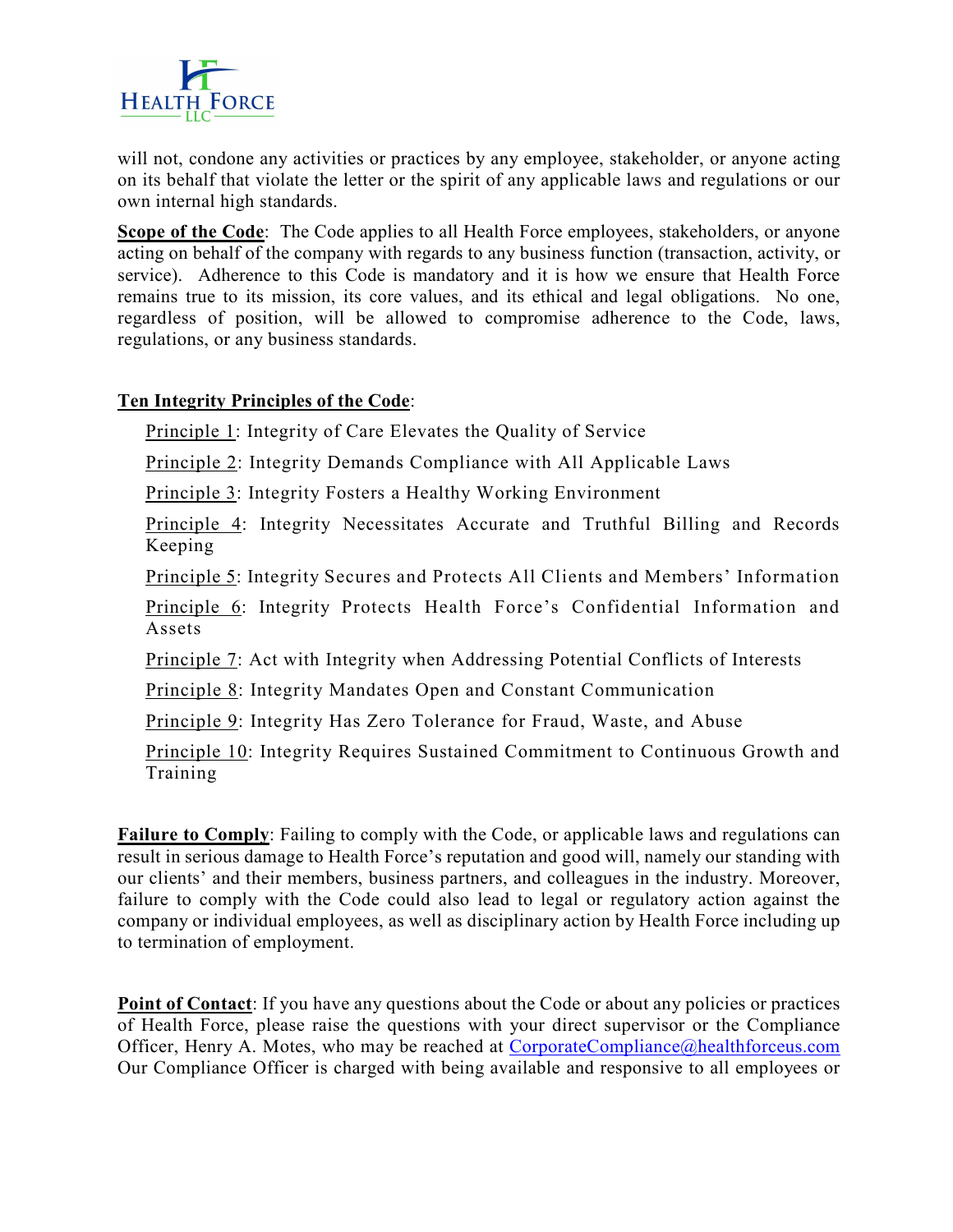will not, condone any activities or practices by any employee, stakeholder, or anyone acting on its behalf that violate the letter or the spirit of any applicable laws and regulations or our own internal high standards.

**Scope of the Code**: The Code applies to all Health Force employees, stakeholders, or anyone acting on behalf of the company with regards to any business function (transaction, activity, or service). Adherence to this Code is mandatory and it is how we ensure that Health Force remains true to its mission, its core values, and its ethical and legal obligations. No one, regardless of position, will be allowed to compromise adherence to the Code, laws, regulations, or any business standards.

**Ten Integrity Principles of the Code**:

- Principle 1: Integrity of Care Elevates the Quality of Service
- Principle 2: Integrity Demands Compliance with All Applicable Laws
- Principle 3: Integrity Fosters a Healthy Working Environment
- Principle 4: Integrity Necessitates Accurate and Truthful Billing and Records Keeping
- Principle 5: Integrity Secures and Protects All Clients and Members' Information
- Principle 6: Integrity Protects Health Force's Confidential Information and Assets
- Principle 7: Act with Integrity when Addressing Potential Conflicts of Interests
- Principle 8: Integrity Mandates Open and Constant Communication
- Principle 9: Integrity Has Zero Tolerance for Fraud, Waste, and Abuse
- Principle 10: Integrity Requires Sustained Commitment to Continuous Growth and Training

**Failure to Comply**: Failing to comply with the Code, or applicable laws and regulations can result in serious damage to Health Force's reputation and good will, namely our standing with our clients' and their members, business partners, and colleagues in the industry. Moreover, failure to comply with the Code could also lead to legal or regulatory action against the company or individual employees, as well as disciplinary action by Health Force including up to termination of employment.

**Point of Contact**: If you have any questions about the Code or about any policies or practices of Health Force, please raise the questions with your direct supervisor or the Compliance Officer, Henry A. Motes, who may be reached at CorporateCompliance@healthforceus.com Our Compliance Officer is charged with being available and responsive to all employees or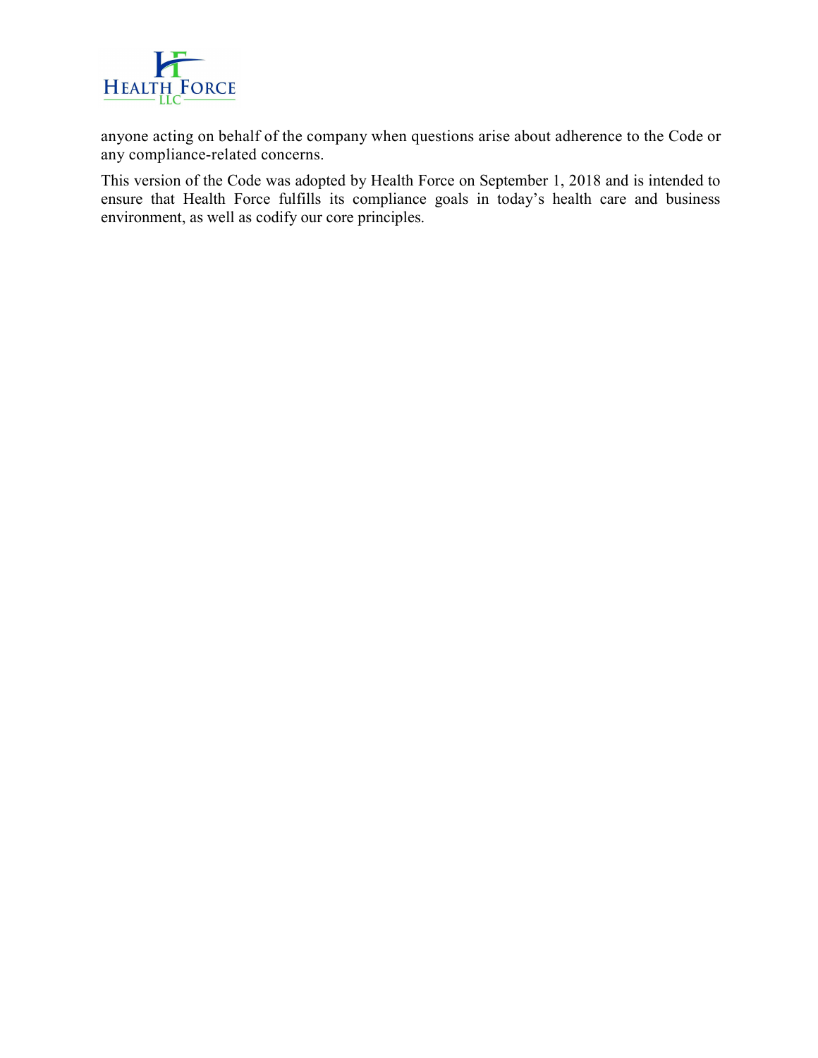anyone acting on behalf of the company when questions arise about adherence to the Code or any compliance-related concerns.

This version of the Code was adopted by Health Force on September 1, 2018 and is intended to ensure that Health Force fulfills its compliance goals in today's health care and business environment, as well as codify our core principles.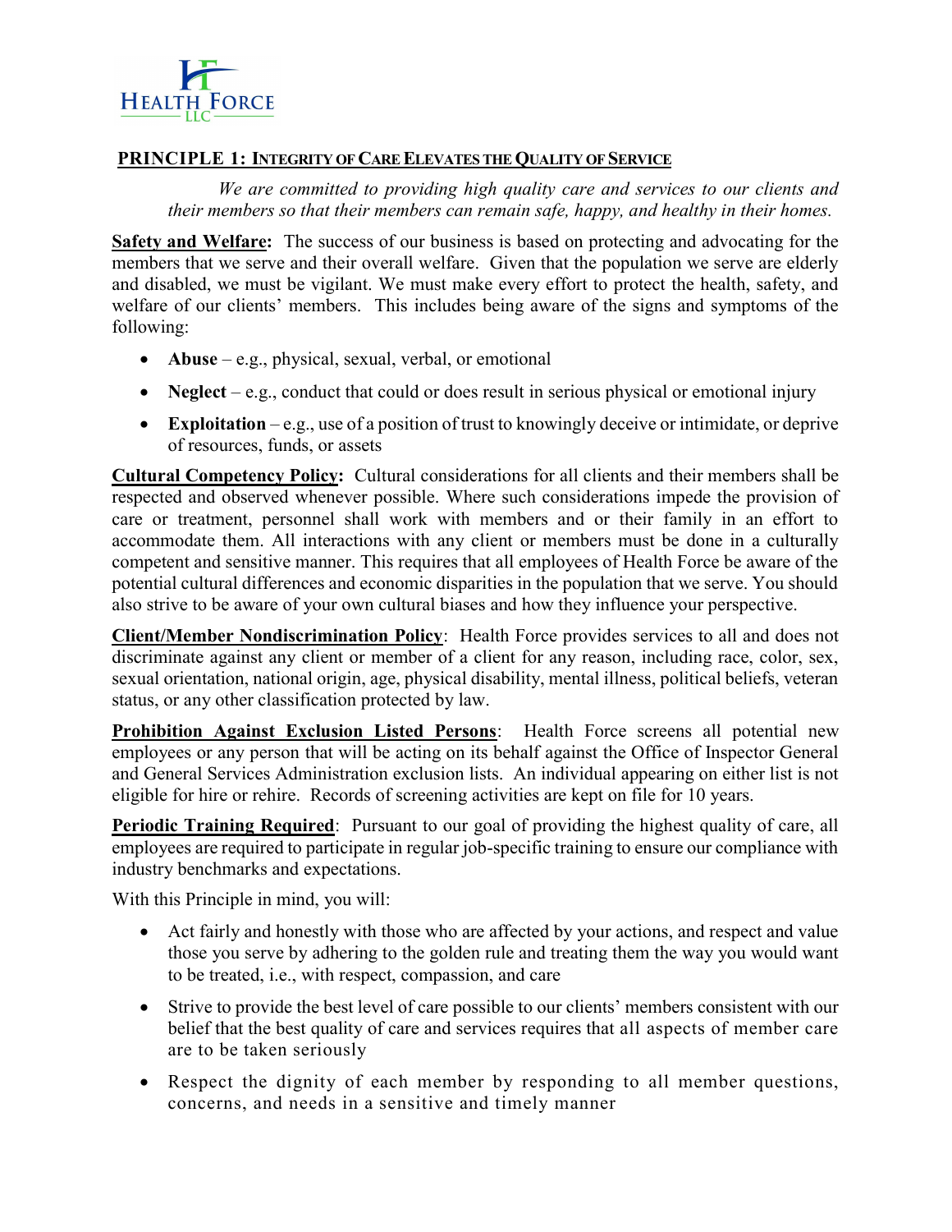## PRINCIPLE 1: INTEGRITY OF CARE ELEVATES THE QUALITY OF SERVICE

*We are committed to providing high quality care and services to our clients and their members so that their members can remain safe, happy, and healthy in their homes.*

**Safety and Welfare:** The success of our business is based on protecting and advocating for the members that we serve and their overall welfare. Given that the population we serve are elderly and disabled, we must be vigilant. We must make every effort to protect the health, safety, and welfare of our clients' members. This includes being aware of the signs and symptoms of the following:

- **Abuse** – e.g., physical, sexual, verbal, or emotional
- **Neglect** – e.g., conduct that could or does result in serious physical or emotional injury
- **Exploitation** – e.g., use of a position of trust to knowingly deceive or intimidate, or deprive of resources, funds, or assets

**Cultural Competency Policy:** Cultural considerations for all clients and their members shall be respected and observed whenever possible. Where such considerations impede the provision of care or treatment, personnel shall work with members and or their family in an effort to accommodate them. All interactions with any client or members must be done in a culturally competent and sensitive manner. This requires that all employees of Health Force be aware of the potential cultural differences and economic disparities in the population that we serve. You should also strive to be aware of your own cultural biases and how they influence your perspective.

**Client/Member Nondiscrimination Policy**: Health Force provides services to all and does not discriminate against any client or member of a client for any reason, including race, color, sex, sexual orientation, national origin, age, physical disability, mental illness, political beliefs, veteran status, or any other classification protected by law.

**Prohibition Against Exclusion Listed Persons**: Health Force screens all potential new employees or any person that will be acting on its behalf against the Office of Inspector General and General Services Administration exclusion lists. An individual appearing on either list is not eligible for hire or rehire. Records of screening activities are kept on file for 10 years.

**Periodic Training Required**: Pursuant to our goal of providing the highest quality of care, all employees are required to participate in regular job-specific training to ensure our compliance with industry benchmarks and expectations.

With this Principle in mind, you will:

- Act fairly and honestly with those who are affected by your actions, and respect and value those you serve by adhering to the golden rule and treating them the way you would want to be treated, i.e., with respect, compassion, and care
- Strive to provide the best level of care possible to our clients' members consistent with our belief that the best quality of care and services requires that all aspects of member care are to be taken seriously
- Respect the dignity of each member by responding to all member questions, concerns, and needs in a sensitive and timely manner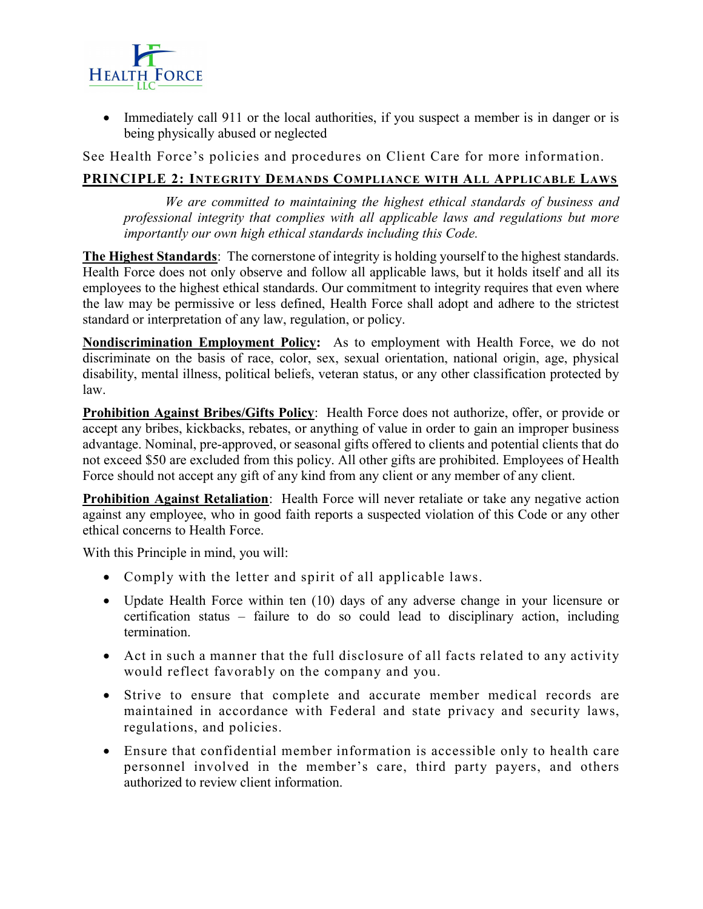- Immediately call 911 or the local authorities, if you suspect a member is in danger or is being physically abused or neglected

See Health Force's policies and procedures on Client Care for more information.

## PRINCIPLE 2: INTEGRITY DEMANDS COMPLIANCE WITH ALL APPLICABLE LAWS

*We are committed to maintaining the highest ethical standards of business and professional integrity that complies with all applicable laws and regulations but more importantly our own high ethical standards including this Code.*

**The Highest Standards**: The cornerstone of integrity is holding yourself to the highest standards. Health Force does not only observe and follow all applicable laws, but it holds itself and all its employees to the highest ethical standards. Our commitment to integrity requires that even where the law may be permissive or less defined, Health Force shall adopt and adhere to the strictest standard or interpretation of any law, regulation, or policy.

**Nondiscrimination Employment Policy:** As to employment with Health Force, we do not discriminate on the basis of race, color, sex, sexual orientation, national origin, age, physical disability, mental illness, political beliefs, veteran status, or any other classification protected by law.

**Prohibition Against Bribes/Gifts Policy**: Health Force does not authorize, offer, or provide or accept any bribes, kickbacks, rebates, or anything of value in order to gain an improper business advantage. Nominal, pre-approved, or seasonal gifts offered to clients and potential clients that do not exceed $50 are excluded from this policy. All other gifts are prohibited. Employees of Health Force should not accept any gift of any kind from any client or any member of any client.

**Prohibition Against Retaliation**: Health Force will never retaliate or take any negative action against any employee, who in good faith reports a suspected violation of this Code or any other ethical concerns to Health Force.

With this Principle in mind, you will:

- Comply with the letter and spirit of all applicable laws.
- Update Health Force within ten (10) days of any adverse change in your licensure or certification status – failure to do so could lead to disciplinary action, including termination.
- Act in such a manner that the full disclosure of all facts related to any activity would reflect favorably on the company and you.
- Strive to ensure that complete and accurate member medical records are maintained in accordance with Federal and state privacy and security laws, regulations, and policies.
- Ensure that confidential member information is accessible only to health care personnel involved in the member's care, third party payers, and others authorized to review client information.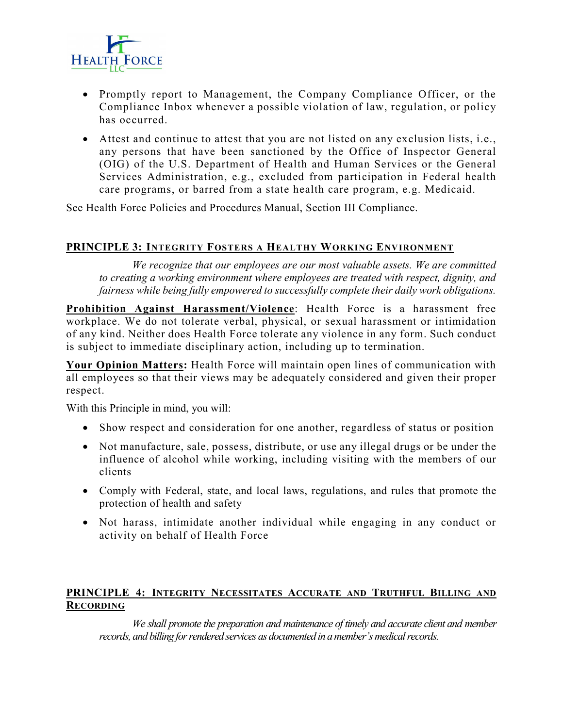- Promptly report to Management, the Company Compliance Officer, or the Compliance Inbox whenever a possible violation of law, regulation, or policy has occurred.
- Attest and continue to attest that you are not listed on any exclusion lists, i.e., any persons that have been sanctioned by the Office of Inspector General (OIG) of the U.S. Department of Health and Human Services or the General Services Administration, e.g., excluded from participation in Federal health care programs, or barred from a state health care program, e.g. Medicaid.

See Health Force Policies and Procedures Manual, Section III Compliance.

## PRINCIPLE 3: INTEGRITY FOSTERS A HEALTHY WORKING ENVIRONMENT

*We recognize that our employees are our most valuable assets. We are committed to creating a working environment where employees are treated with respect, dignity, and fairness while being fully empowered to successfully complete their daily work obligations.*

**Prohibition Against Harassment/Violence**: Health Force is a harassment free workplace. We do not tolerate verbal, physical, or sexual harassment or intimidation of any kind. Neither does Health Force tolerate any violence in any form. Such conduct is subject to immediate disciplinary action, including up to termination.

**Your Opinion Matters:** Health Force will maintain open lines of communication with all employees so that their views may be adequately considered and given their proper respect.

With this Principle in mind, you will:

- Show respect and consideration for one another, regardless of status or position
- Not manufacture, sale, possess, distribute, or use any illegal drugs or be under the influence of alcohol while working, including visiting with the members of our clients
- Comply with Federal, state, and local laws, regulations, and rules that promote the protection of health and safety
- Not harass, intimidate another individual while engaging in any conduct or activity on behalf of Health Force

## PRINCIPLE 4: INTEGRITY NECESSITATES ACCURATE AND TRUTHFUL BILLING AND RECORDING

*We shall promote the preparation and maintenance of timely and accurate client and member records, and billing for rendered services as documented in a member's medical records.*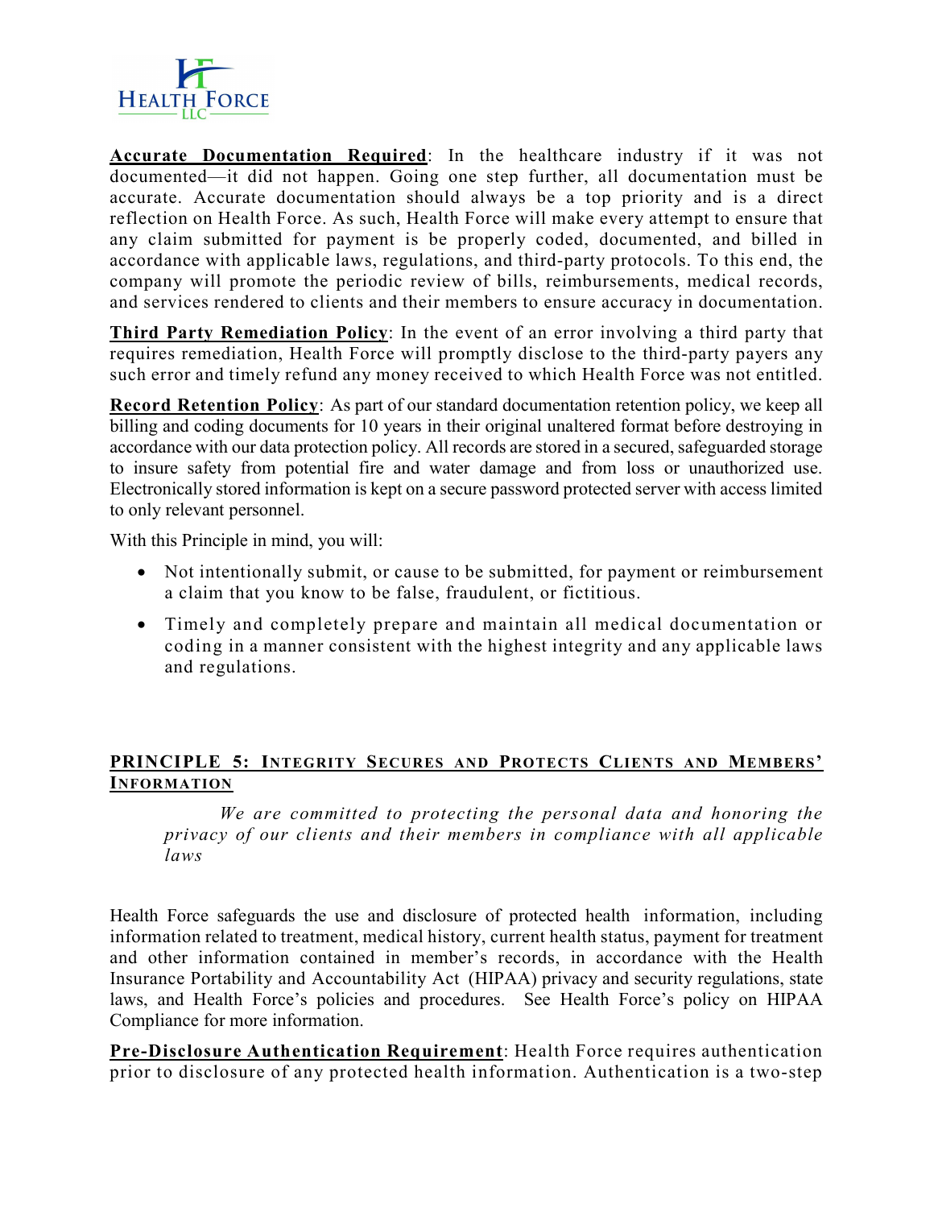**Accurate Documentation Required**: In the healthcare industry if it was not documented—it did not happen. Going one step further, all documentation must be accurate. Accurate documentation should always be a top priority and is a direct reflection on Health Force. As such, Health Force will make every attempt to ensure that any claim submitted for payment is be properly coded, documented, and billed in accordance with applicable laws, regulations, and third-party protocols. To this end, the company will promote the periodic review of bills, reimbursements, medical records, and services rendered to clients and their members to ensure accuracy in documentation.

**Third Party Remediation Policy**: In the event of an error involving a third party that requires remediation, Health Force will promptly disclose to the third-party payers any such error and timely refund any money received to which Health Force was not entitled.

**Record Retention Policy**: As part of our standard documentation retention policy, we keep all billing and coding documents for 10 years in their original unaltered format before destroying in accordance with our data protection policy. All records are stored in a secured, safeguarded storage to insure safety from potential fire and water damage and from loss or unauthorized use. Electronically stored information is kept on a secure password protected server with access limited to only relevant personnel.

With this Principle in mind, you will:

- Not intentionally submit, or cause to be submitted, for payment or reimbursement a claim that you know to be false, fraudulent, or fictitious.
- Timely and completely prepare and maintain all medical documentation or coding in a manner consistent with the highest integrity and any applicable laws and regulations.

## PRINCIPLE 5: INTEGRITY SECURES AND PROTECTS CLIENTS AND MEMBERS' INFORMATION

*We are committed to protecting the personal data and honoring the privacy of our clients and their members in compliance with all applicable laws*

Health Force safeguards the use and disclosure of protected health information, including information related to treatment, medical history, current health status, payment for treatment and other information contained in member's records, in accordance with the Health Insurance Portability and Accountability Act (HIPAA) privacy and security regulations, state laws, and Health Force's policies and procedures. See Health Force's policy on HIPAA Compliance for more information.

**Pre-Disclosure Authentication Requirement**: Health Force requires authentication prior to disclosure of any protected health information. Authentication is a two-step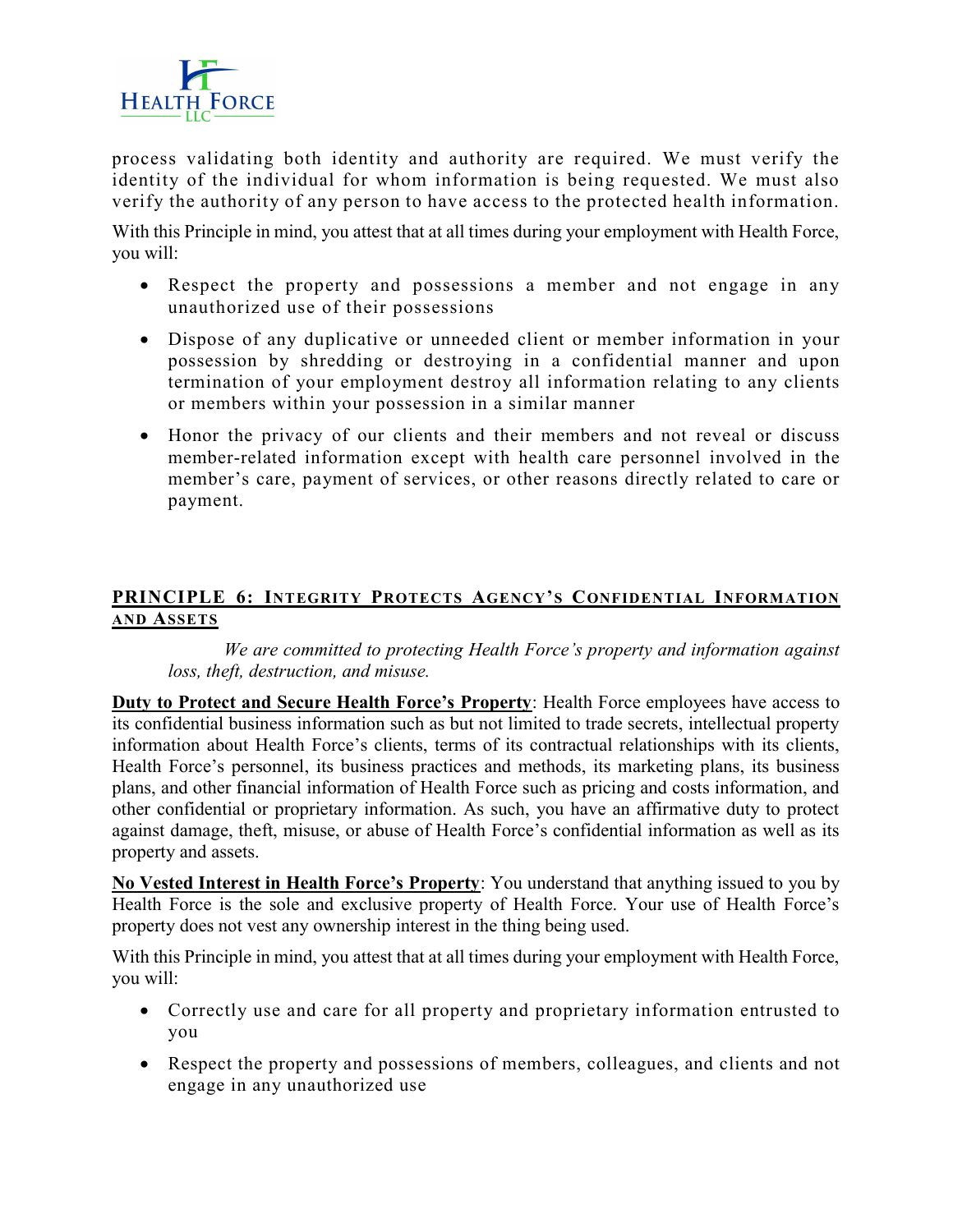process validating both identity and authority are required. We must verify the identity of the individual for whom information is being requested. We must also verify the authority of any person to have access to the protected health information.

With this Principle in mind, you attest that at all times during your employment with Health Force, you will:

- Respect the property and possessions a member and not engage in any unauthorized use of their possessions
- Dispose of any duplicative or unneeded client or member information in your possession by shredding or destroying in a confidential manner and upon termination of your employment destroy all information relating to any clients or members within your possession in a similar manner
- Honor the privacy of our clients and their members and not reveal or discuss member-related information except with health care personnel involved in the member's care, payment of services, or other reasons directly related to care or payment.

## PRINCIPLE 6: INTEGRITY PROTECTS AGENCY'S CONFIDENTIAL INFORMATION AND ASSETS

*We are committed to protecting Health Force's property and information against loss, theft, destruction, and misuse.*

**Duty to Protect and Secure Health Force's Property**: Health Force employees have access to its confidential business information such as but not limited to trade secrets, intellectual property information about Health Force's clients, terms of its contractual relationships with its clients, Health Force's personnel, its business practices and methods, its marketing plans, its business plans, and other financial information of Health Force such as pricing and costs information, and other confidential or proprietary information. As such, you have an affirmative duty to protect against damage, theft, misuse, or abuse of Health Force's confidential information as well as its property and assets.

**No Vested Interest in Health Force's Property**: You understand that anything issued to you by Health Force is the sole and exclusive property of Health Force. Your use of Health Force's property does not vest any ownership interest in the thing being used.

With this Principle in mind, you attest that at all times during your employment with Health Force, you will:

- Correctly use and care for all property and proprietary information entrusted to you
- Respect the property and possessions of members, colleagues, and clients and not engage in any unauthorized use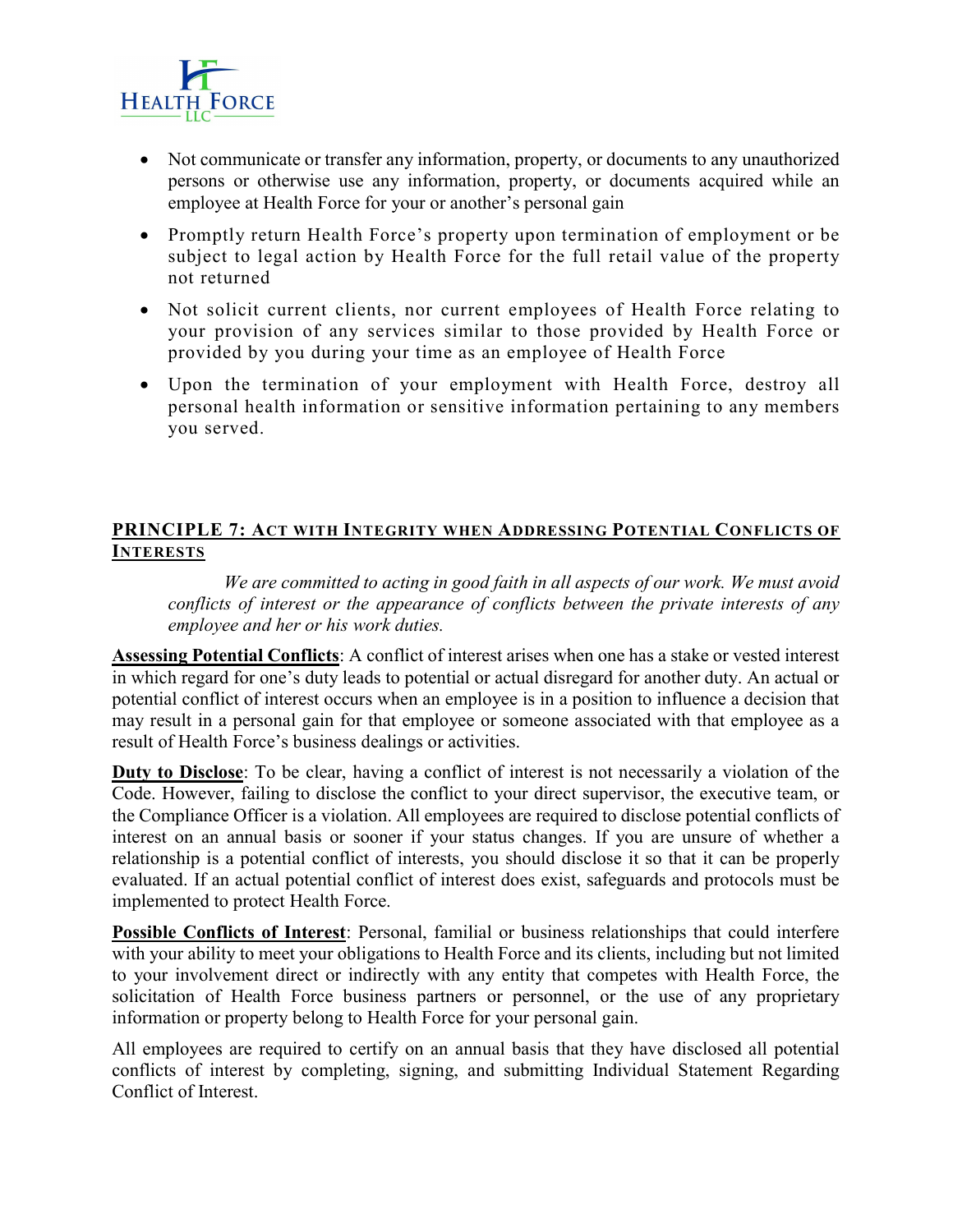- Not communicate or transfer any information, property, or documents to any unauthorized persons or otherwise use any information, property, or documents acquired while an employee at Health Force for your or another's personal gain
- Promptly return Health Force's property upon termination of employment or be subject to legal action by Health Force for the full retail value of the property not returned
- Not solicit current clients, nor current employees of Health Force relating to your provision of any services similar to those provided by Health Force or provided by you during your time as an employee of Health Force
- Upon the termination of your employment with Health Force, destroy all personal health information or sensitive information pertaining to any members you served.

## PRINCIPLE 7: ACT WITH INTEGRITY WHEN ADDRESSING POTENTIAL CONFLICTS OF INTERESTS

*We are committed to acting in good faith in all aspects of our work. We must avoid conflicts of interest or the appearance of conflicts between the private interests of any employee and her or his work duties.*

**Assessing Potential Conflicts**: A conflict of interest arises when one has a stake or vested interest in which regard for one's duty leads to potential or actual disregard for another duty. An actual or potential conflict of interest occurs when an employee is in a position to influence a decision that may result in a personal gain for that employee or someone associated with that employee as a result of Health Force's business dealings or activities.

**Duty to Disclose**: To be clear, having a conflict of interest is not necessarily a violation of the Code. However, failing to disclose the conflict to your direct supervisor, the executive team, or the Compliance Officer is a violation. All employees are required to disclose potential conflicts of interest on an annual basis or sooner if your status changes. If you are unsure of whether a relationship is a potential conflict of interests, you should disclose it so that it can be properly evaluated. If an actual potential conflict of interest does exist, safeguards and protocols must be implemented to protect Health Force.

**Possible Conflicts of Interest**: Personal, familial or business relationships that could interfere with your ability to meet your obligations to Health Force and its clients, including but not limited to your involvement direct or indirectly with any entity that competes with Health Force, the solicitation of Health Force business partners or personnel, or the use of any proprietary information or property belong to Health Force for your personal gain.

All employees are required to certify on an annual basis that they have disclosed all potential conflicts of interest by completing, signing, and submitting Individual Statement Regarding Conflict of Interest.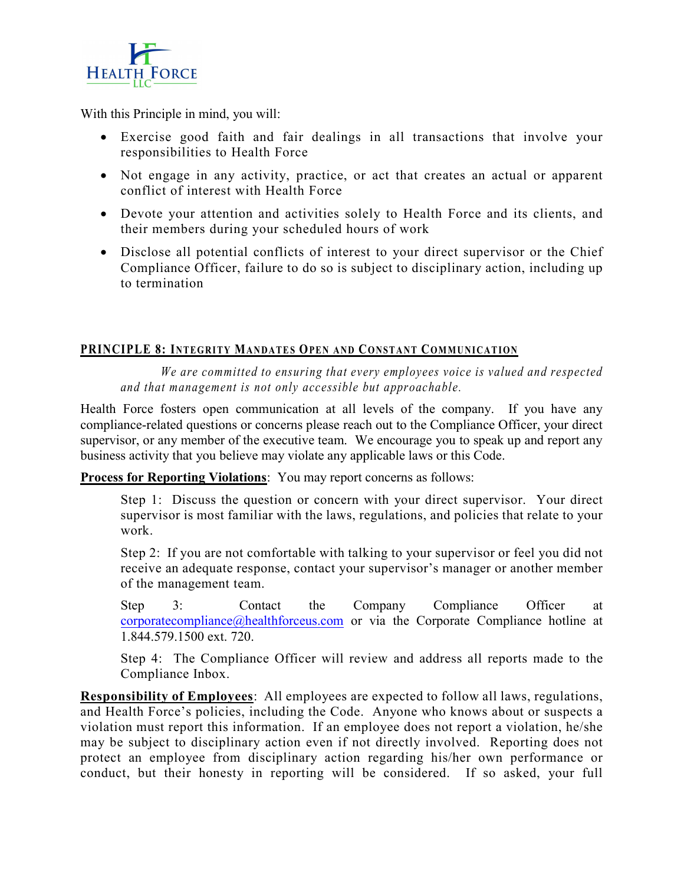With this Principle in mind, you will:

- Exercise good faith and fair dealings in all transactions that involve your responsibilities to Health Force
- Not engage in any activity, practice, or act that creates an actual or apparent conflict of interest with Health Force
- Devote your attention and activities solely to Health Force and its clients, and their members during your scheduled hours of work
- Disclose all potential conflicts of interest to your direct supervisor or the Chief Compliance Officer, failure to do so is subject to disciplinary action, including up to termination

## PRINCIPLE 8: INTEGRITY MANDATES OPEN AND CONSTANT COMMUNICATION

*We are committed to ensuring that every employees voice is valued and respected and that management is not only accessible but approachable.*

Health Force fosters open communication at all levels of the company. If you have any compliance-related questions or concerns please reach out to the Compliance Officer, your direct supervisor, or any member of the executive team. We encourage you to speak up and report any business activity that you believe may violate any applicable laws or this Code.

**Process for Reporting Violations**: You may report concerns as follows:

Step 1: Discuss the question or concern with your direct supervisor. Your direct supervisor is most familiar with the laws, regulations, and policies that relate to your work.

Step 2: If you are not comfortable with talking to your supervisor or feel you did not receive an adequate response, contact your supervisor's manager or another member of the management team.

Step 3: Contact the Company Compliance Officer at corporatecompliance@healthforceus.com or via the Corporate Compliance hotline at 1.844.579.1500 ext. 720.

Step 4: The Compliance Officer will review and address all reports made to the Compliance Inbox.

**Responsibility of Employees**: All employees are expected to follow all laws, regulations, and Health Force's policies, including the Code. Anyone who knows about or suspects a violation must report this information. If an employee does not report a violation, he/she may be subject to disciplinary action even if not directly involved. Reporting does not protect an employee from disciplinary action regarding his/her own performance or conduct, but their honesty in reporting will be considered. If so asked, your full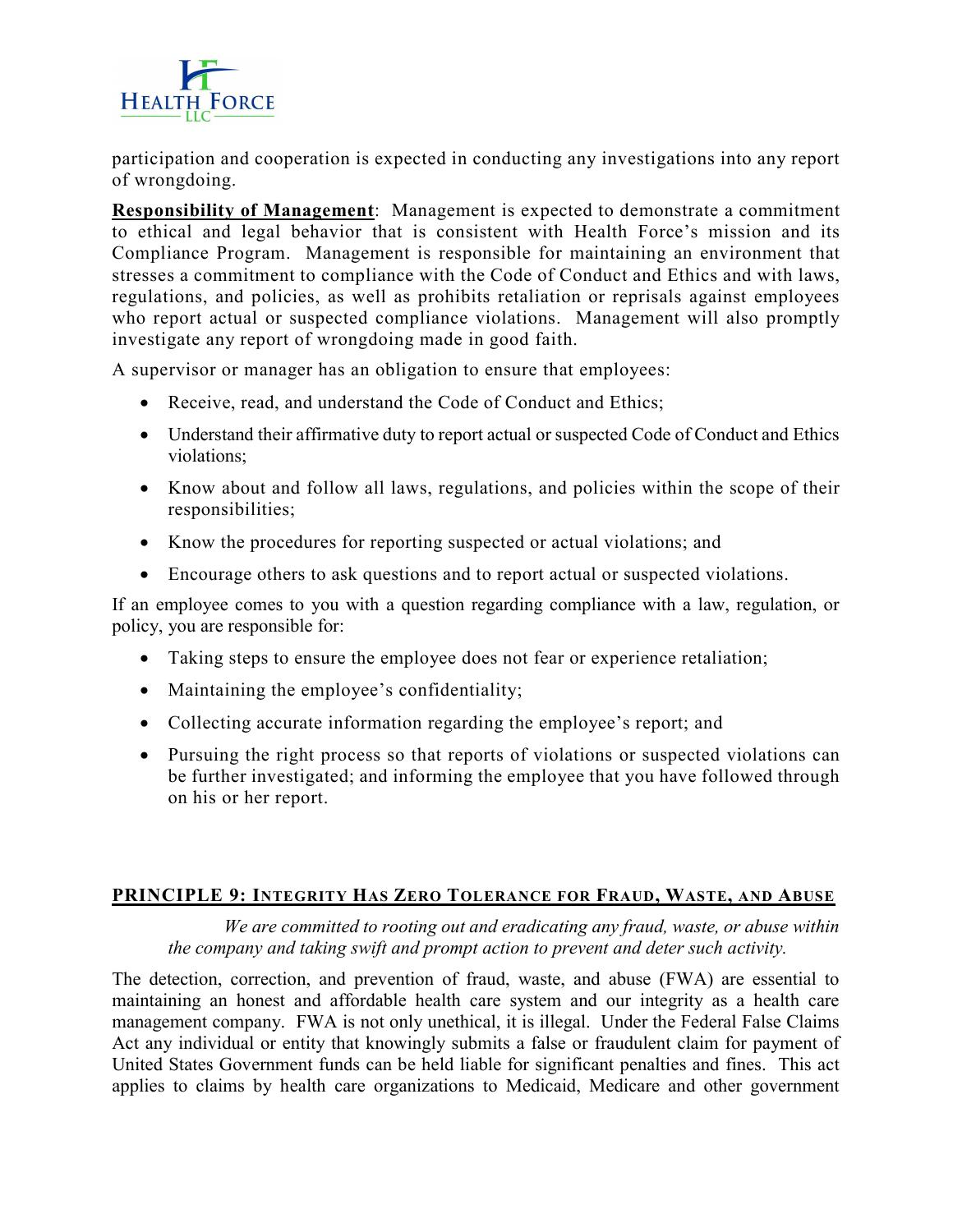participation and cooperation is expected in conducting any investigations into any report of wrongdoing.

**Responsibility of Management**: Management is expected to demonstrate a commitment to ethical and legal behavior that is consistent with Health Force's mission and its Compliance Program. Management is responsible for maintaining an environment that stresses a commitment to compliance with the Code of Conduct and Ethics and with laws, regulations, and policies, as well as prohibits retaliation or reprisals against employees who report actual or suspected compliance violations. Management will also promptly investigate any report of wrongdoing made in good faith.

A supervisor or manager has an obligation to ensure that employees:

- Receive, read, and understand the Code of Conduct and Ethics;
- Understand their affirmative duty to report actual or suspected Code of Conduct and Ethics violations;
- Know about and follow all laws, regulations, and policies within the scope of their responsibilities;
- Know the procedures for reporting suspected or actual violations; and
- Encourage others to ask questions and to report actual or suspected violations.

If an employee comes to you with a question regarding compliance with a law, regulation, or policy, you are responsible for:

- Taking steps to ensure the employee does not fear or experience retaliation;
- Maintaining the employee's confidentiality;
- Collecting accurate information regarding the employee's report; and
- Pursuing the right process so that reports of violations or suspected violations can be further investigated; and informing the employee that you have followed through on his or her report.

## PRINCIPLE 9: INTEGRITY HAS ZERO TOLERANCE FOR FRAUD, WASTE, AND ABUSE

*We are committed to rooting out and eradicating any fraud, waste, or abuse within the company and taking swift and prompt action to prevent and deter such activity.*

The detection, correction, and prevention of fraud, waste, and abuse (FWA) are essential to maintaining an honest and affordable health care system and our integrity as a health care management company. FWA is not only unethical, it is illegal. Under the Federal False Claims Act any individual or entity that knowingly submits a false or fraudulent claim for payment of United States Government funds can be held liable for significant penalties and fines. This act applies to claims by health care organizations to Medicaid, Medicare and other government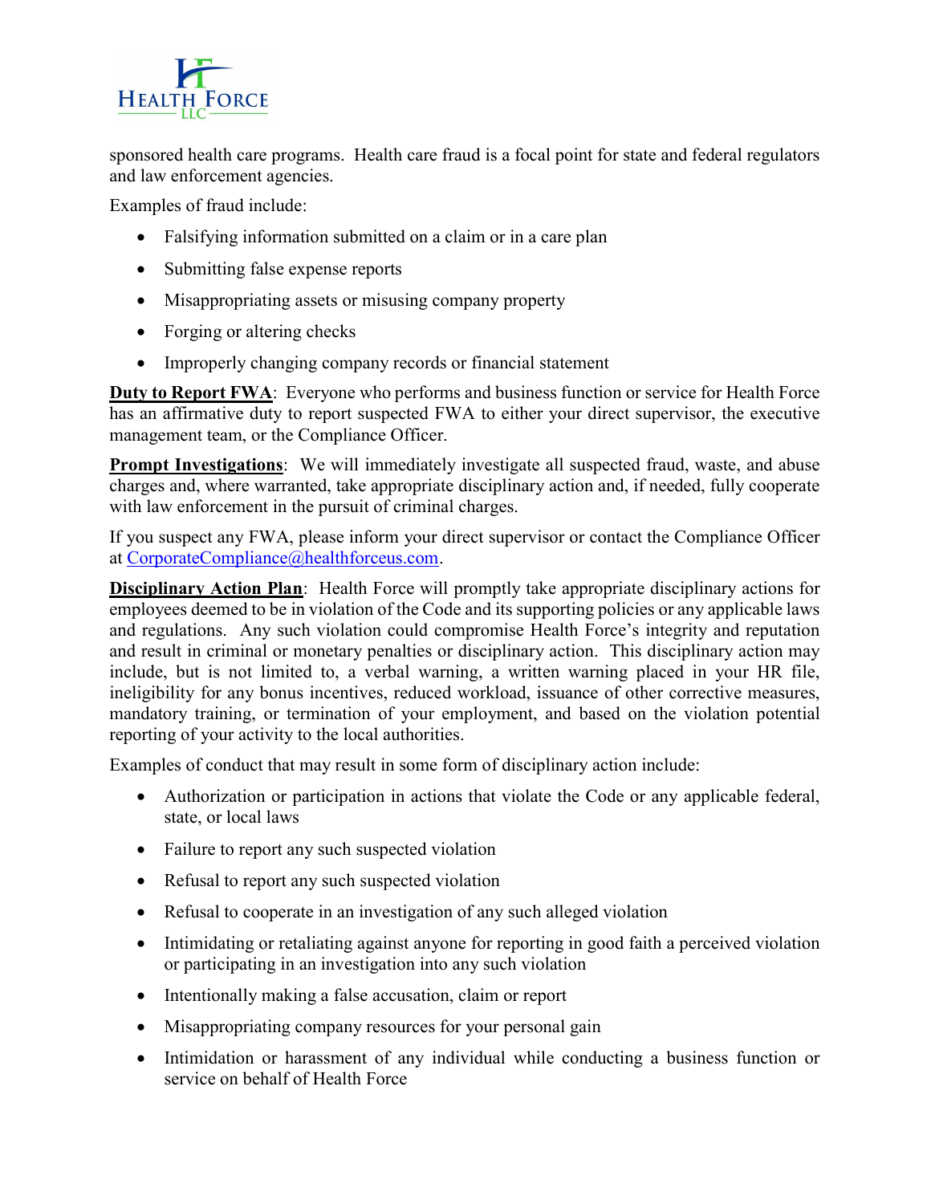sponsored health care programs. Health care fraud is a focal point for state and federal regulators and law enforcement agencies.

Examples of fraud include:

- Falsifying information submitted on a claim or in a care plan
- Submitting false expense reports
- Misappropriating assets or misusing company property
- Forging or altering checks
- Improperly changing company records or financial statement

**Duty to Report FWA**: Everyone who performs and business function or service for Health Force has an affirmative duty to report suspected FWA to either your direct supervisor, the executive management team, or the Compliance Officer.

**Prompt Investigations**: We will immediately investigate all suspected fraud, waste, and abuse charges and, where warranted, take appropriate disciplinary action and, if needed, fully cooperate with law enforcement in the pursuit of criminal charges.

If you suspect any FWA, please inform your direct supervisor or contact the Compliance Officer at CorporateCompliance@healthforceus.com.

**Disciplinary Action Plan**: Health Force will promptly take appropriate disciplinary actions for employees deemed to be in violation of the Code and its supporting policies or any applicable laws and regulations. Any such violation could compromise Health Force's integrity and reputation and result in criminal or monetary penalties or disciplinary action. This disciplinary action may include, but is not limited to, a verbal warning, a written warning placed in your HR file, ineligibility for any bonus incentives, reduced workload, issuance of other corrective measures, mandatory training, or termination of your employment, and based on the violation potential reporting of your activity to the local authorities.

Examples of conduct that may result in some form of disciplinary action include:

- Authorization or participation in actions that violate the Code or any applicable federal, state, or local laws
- Failure to report any such suspected violation
- Refusal to report any such suspected violation
- Refusal to cooperate in an investigation of any such alleged violation
- Intimidating or retaliating against anyone for reporting in good faith a perceived violation or participating in an investigation into any such violation
- Intentionally making a false accusation, claim or report
- Misappropriating company resources for your personal gain
- Intimidation or harassment of any individual while conducting a business function or service on behalf of Health Force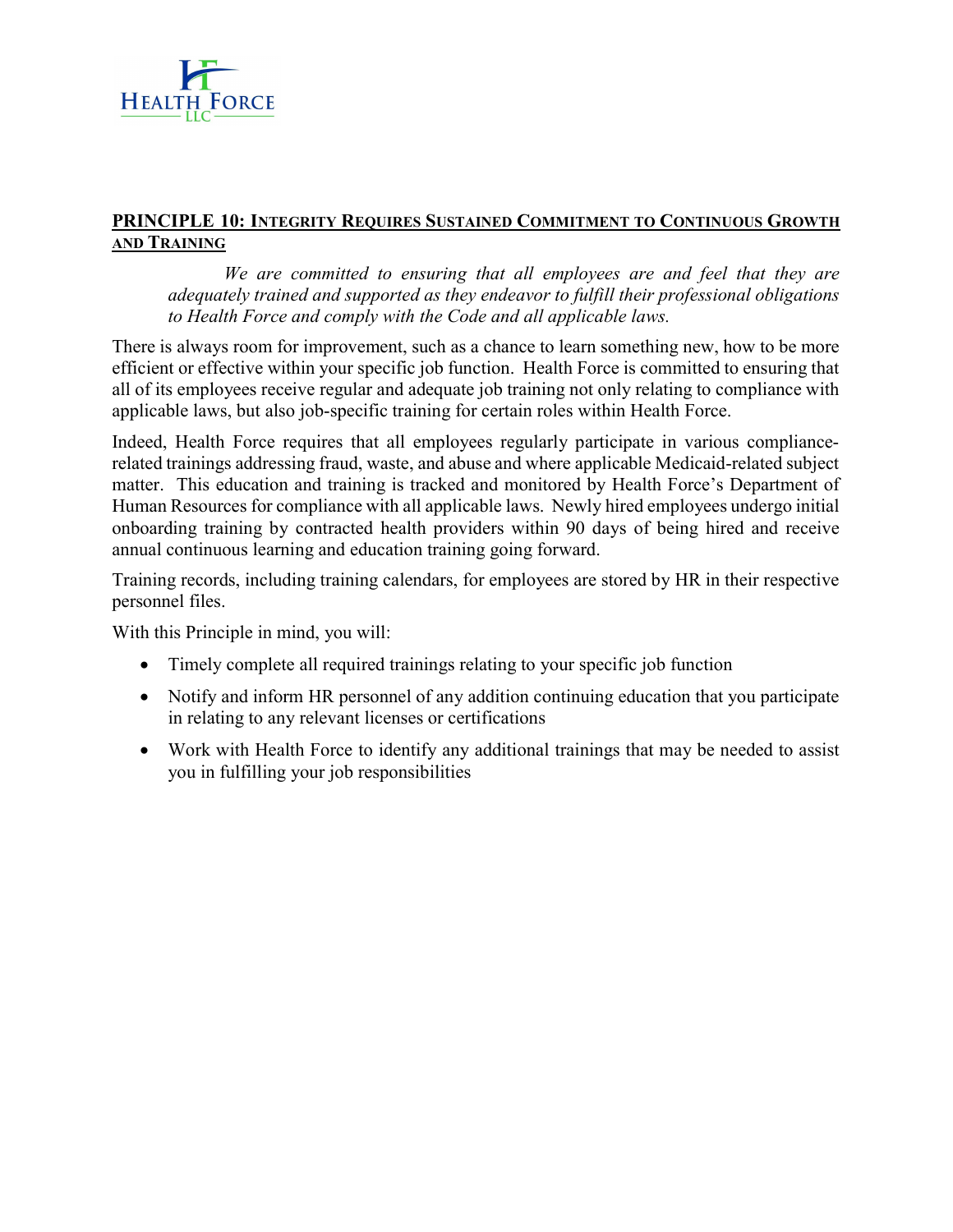## PRINCIPLE 10: INTEGRITY REQUIRES SUSTAINED COMMITMENT TO CONTINUOUS GROWTH AND TRAINING

> *We are committed to ensuring that all employees are and feel that they are adequately trained and supported as they endeavor to fulfill their professional obligations to Health Force and comply with the Code and all applicable laws.*

There is always room for improvement, such as a chance to learn something new, how to be more efficient or effective within your specific job function. Health Force is committed to ensuring that all of its employees receive regular and adequate job training not only relating to compliance with applicable laws, but also job-specific training for certain roles within Health Force.

Indeed, Health Force requires that all employees regularly participate in various compliance-related trainings addressing fraud, waste, and abuse and where applicable Medicaid-related subject matter. This education and training is tracked and monitored by Health Force's Department of Human Resources for compliance with all applicable laws. Newly hired employees undergo initial onboarding training by contracted health providers within 90 days of being hired and receive annual continuous learning and education training going forward.

Training records, including training calendars, for employees are stored by HR in their respective personnel files.

With this Principle in mind, you will:

- Timely complete all required trainings relating to your specific job function
- Notify and inform HR personnel of any addition continuing education that you participate in relating to any relevant licenses or certifications
- Work with Health Force to identify any additional trainings that may be needed to assist you in fulfilling your job responsibilities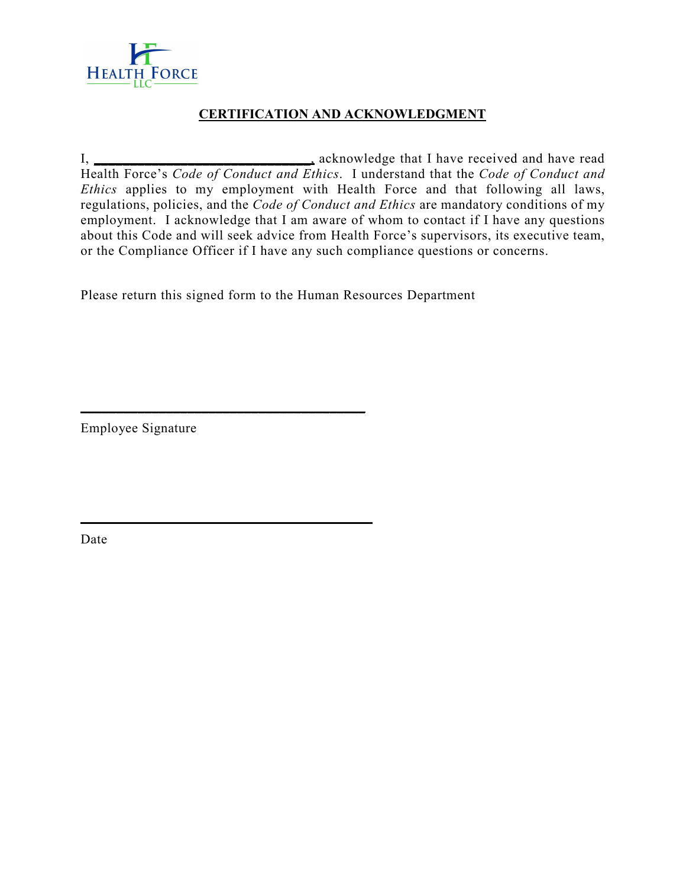HEALTH FORCE LLC

**CERTIFICATION AND ACKNOWLEDGMENT**

I, ______________________________, acknowledge that I have received and have read Health Force's *Code of Conduct and Ethics*. I understand that the *Code of Conduct and Ethics* applies to my employment with Health Force and that following all laws, regulations, policies, and the *Code of Conduct and Ethics* are mandatory conditions of my employment. I acknowledge that I am aware of whom to contact if I have any questions about this Code and will seek advice from Health Force's supervisors, its executive team, or the Compliance Officer if I have any such compliance questions or concerns.

Please return this signed form to the Human Resources Department

______________________________________

Employee Signature

______________________________________

Date